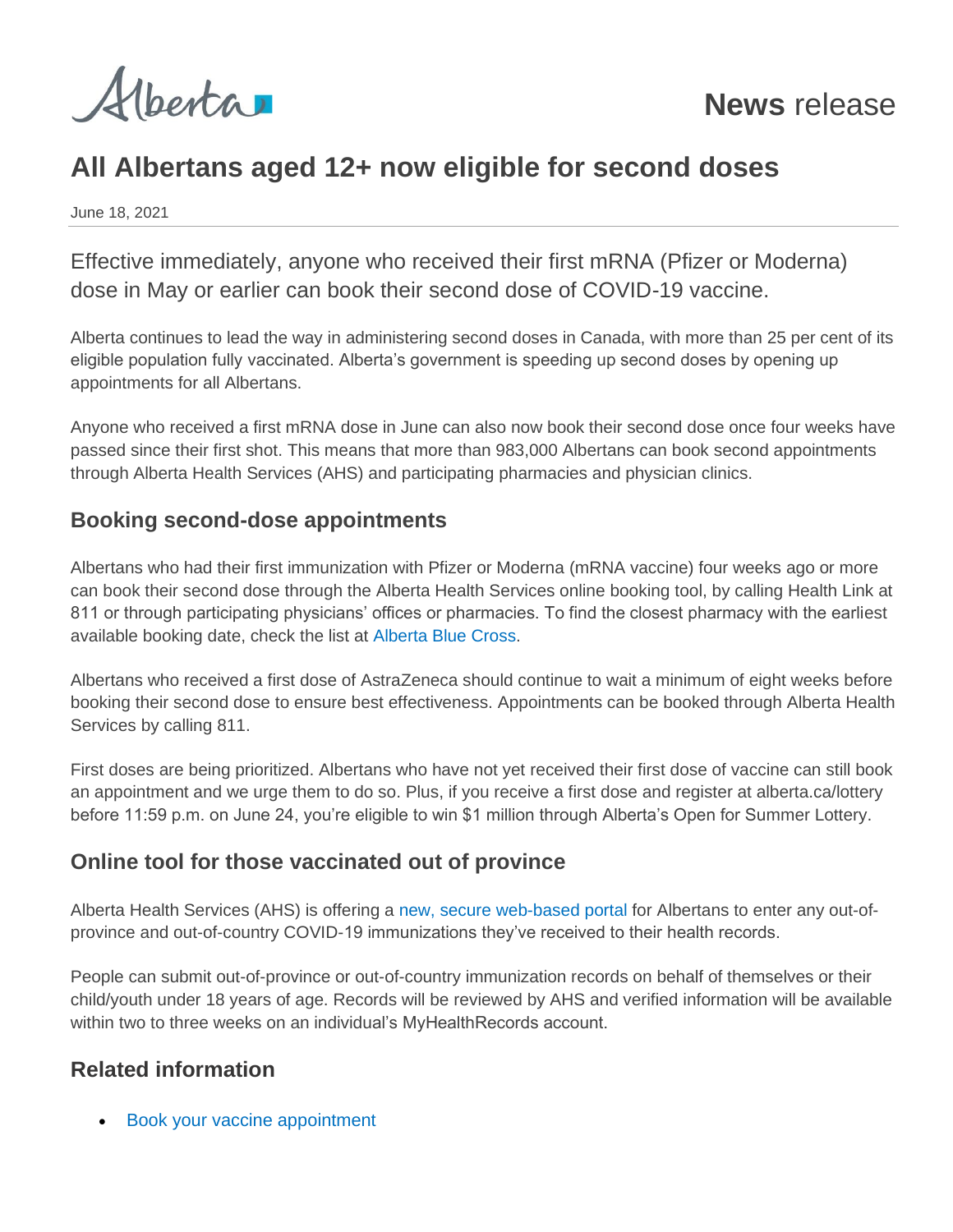Alberta

**News** release

# All Albertans aged 12+ now eligible for second doses

June 18, 2021

Effective immediately, anyone who received their first mRNA (Pfizer or Moderna) dose in May or earlier can book their second dose of COVID-19 vaccine.

Alberta continues to lead the way in administering second doses in Canada, with more than 25 per cent of its eligible population fully vaccinated. Alberta's government is speeding up second doses by opening up appointments for all Albertans.

Anyone who received a first mRNA dose in June can also now book their second dose once four weeks have passed since their first shot. This means that more than 983,000 Albertans can book second appointments through Alberta Health Services (AHS) and participating pharmacies and physician clinics.

## Booking second-dose appointments

Albertans who had their first immunization with Pfizer or Moderna (mRNA vaccine) four weeks ago or more can book their second dose through the Alberta Health Services online booking tool, by calling Health Link at 811 or through participating physicians' offices or pharmacies. To find the closest pharmacy with the earliest available booking date, check the list at Alberta Blue Cross.

Albertans who received a first dose of AstraZeneca should continue to wait a minimum of eight weeks before booking their second dose to ensure best effectiveness. Appointments can be booked through Alberta Health Services by calling 811.

First doses are being prioritized. Albertans who have not yet received their first dose of vaccine can still book an appointment and we urge them to do so. Plus, if you receive a first dose and register at alberta.ca/lottery before 11:59 p.m. on June 24, you're eligible to win $1 million through Alberta's Open for Summer Lottery.

## Online tool for those vaccinated out of province

Alberta Health Services (AHS) is offering a new, secure web-based portal for Albertans to enter any out-of-province and out-of-country COVID-19 immunizations they've received to their health records.

People can submit out-of-province or out-of-country immunization records on behalf of themselves or their child/youth under 18 years of age. Records will be reviewed by AHS and verified information will be available within two to three weeks on an individual's MyHealthRecords account.

## Related information

- Book your vaccine appointment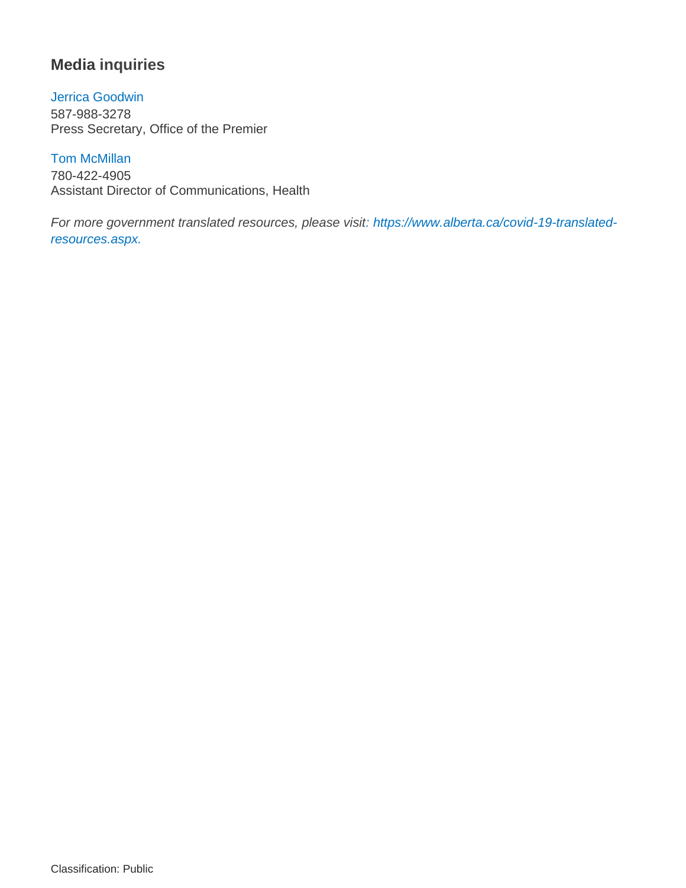## Media inquiries

Jerrica Goodwin
587-988-3278
Press Secretary, Office of the Premier

Tom McMillan
780-422-4905
Assistant Director of Communications, Health

*For more government translated resources, please visit: https://www.alberta.ca/covid-19-translated-resources.aspx.*

Classification: Public